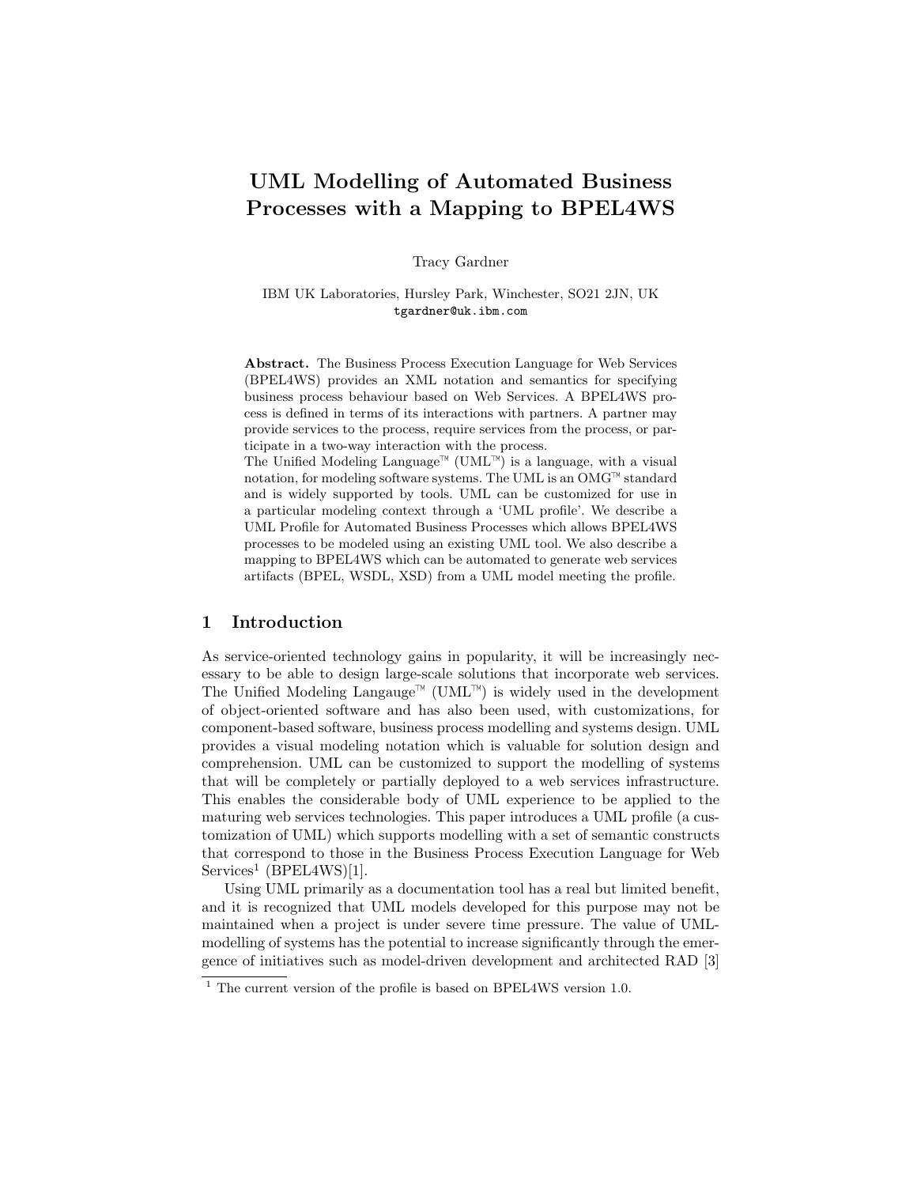# UML Modelling of Automated Business Processes with a Mapping to BPEL4WS

Tracy Gardner

IBM UK Laboratories, Hursley Park, Winchester, SO21 2JN, UK
tgardner@uk.ibm.com

**Abstract.** The Business Process Execution Language for Web Services (BPEL4WS) provides an XML notation and semantics for specifying business process behaviour based on Web Services. A BPEL4WS process is defined in terms of its interactions with partners. A partner may provide services to the process, require services from the process, or participate in a two-way interaction with the process.
The Unified Modeling Language™ (UML™) is a language, with a visual notation, for modeling software systems. The UML is an OMG™ standard and is widely supported by tools. UML can be customized for use in a particular modeling context through a 'UML profile'. We describe a UML Profile for Automated Business Processes which allows BPEL4WS processes to be modeled using an existing UML tool. We also describe a mapping to BPEL4WS which can be automated to generate web services artifacts (BPEL, WSDL, XSD) from a UML model meeting the profile.

## 1 Introduction

As service-oriented technology gains in popularity, it will be increasingly necessary to be able to design large-scale solutions that incorporate web services. The Unified Modeling Langauge™ (UML™) is widely used in the development of object-oriented software and has also been used, with customizations, for component-based software, business process modelling and systems design. UML provides a visual modeling notation which is valuable for solution design and comprehension. UML can be customized to support the modelling of systems that will be completely or partially deployed to a web services infrastructure. This enables the considerable body of UML experience to be applied to the maturing web services technologies. This paper introduces a UML profile (a customization of UML) which supports modelling with a set of semantic constructs that correspond to those in the Business Process Execution Language for Web Services[1] (BPEL4WS)[1].

Using UML primarily as a documentation tool has a real but limited benefit, and it is recognized that UML models developed for this purpose may not be maintained when a project is under severe time pressure. The value of UML-modelling of systems has the potential to increase significantly through the emergence of initiatives such as model-driven development and architected RAD [3]

[1] The current version of the profile is based on BPEL4WS version 1.0.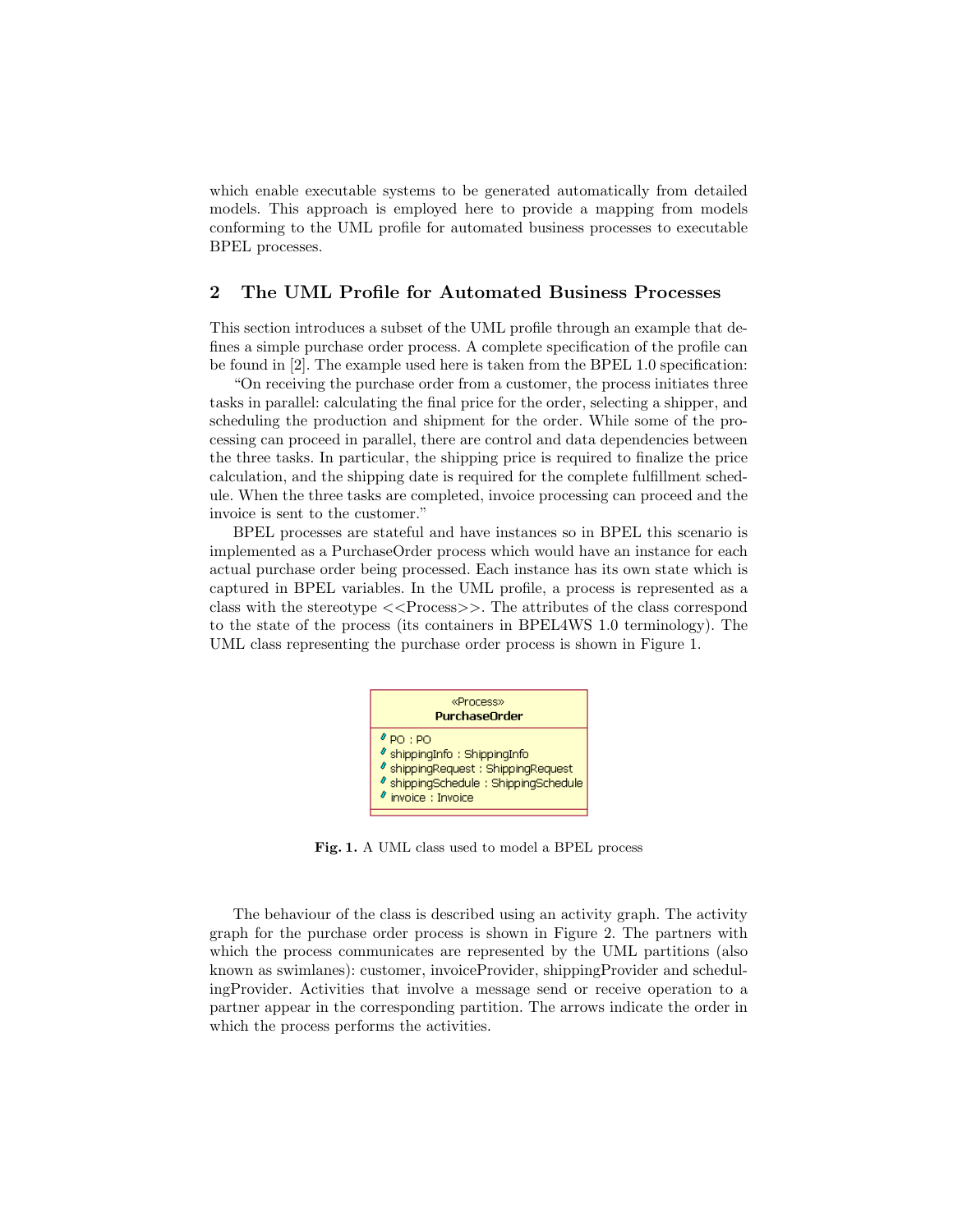which enable executable systems to be generated automatically from detailed models. This approach is employed here to provide a mapping from models conforming to the UML profile for automated business processes to executable BPEL processes.

## 2 The UML Profile for Automated Business Processes

This section introduces a subset of the UML profile through an example that defines a simple purchase order process. A complete specification of the profile can be found in [2]. The example used here is taken from the BPEL 1.0 specification:

"On receiving the purchase order from a customer, the process initiates three tasks in parallel: calculating the final price for the order, selecting a shipper, and scheduling the production and shipment for the order. While some of the processing can proceed in parallel, there are control and data dependencies between the three tasks. In particular, the shipping price is required to finalize the price calculation, and the shipping date is required for the complete fulfillment schedule. When the three tasks are completed, invoice processing can proceed and the invoice is sent to the customer."

BPEL processes are stateful and have instances so in BPEL this scenario is implemented as a PurchaseOrder process which would have an instance for each actual purchase order being processed. Each instance has its own state which is captured in BPEL variables. In the UML profile, a process is represented as a class with the stereotype <<Process>>. The attributes of the class correspond to the state of the process (its containers in BPEL4WS 1.0 terminology). The UML class representing the purchase order process is shown in Figure 1.

**Fig. 1.** A UML class used to model a BPEL process

The behaviour of the class is described using an activity graph. The activity graph for the purchase order process is shown in Figure 2. The partners with which the process communicates are represented by the UML partitions (also known as swimlanes): customer, invoiceProvider, shippingProvider and schedulingProvider. Activities that involve a message send or receive operation to a partner appear in the corresponding partition. The arrows indicate the order in which the process performs the activities.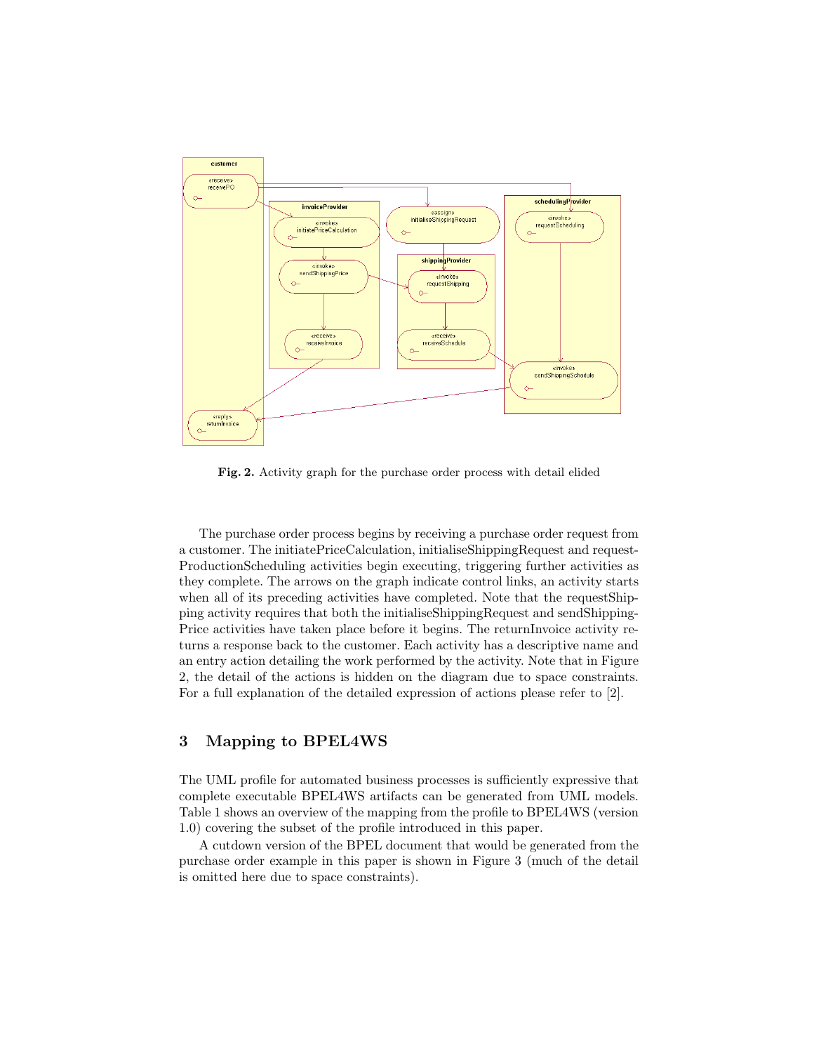**Fig. 2.** Activity graph for the purchase order process with detail elided

The purchase order process begins by receiving a purchase order request from a customer. The initiatePriceCalculation, initialiseShippingRequest and request-ProductionScheduling activities begin executing, triggering further activities as they complete. The arrows on the graph indicate control links, an activity starts when all of its preceding activities have completed. Note that the requestShipping activity requires that both the initialiseShippingRequest and sendShipping-Price activities have taken place before it begins. The returnInvoice activity returns a response back to the customer. Each activity has a descriptive name and an entry action detailing the work performed by the activity. Note that in Figure 2, the detail of the actions is hidden on the diagram due to space constraints. For a full explanation of the detailed expression of actions please refer to [2].

## 3 Mapping to BPEL4WS

The UML profile for automated business processes is sufficiently expressive that complete executable BPEL4WS artifacts can be generated from UML models. Table 1 shows an overview of the mapping from the profile to BPEL4WS (version 1.0) covering the subset of the profile introduced in this paper.

A cutdown version of the BPEL document that would be generated from the purchase order example in this paper is shown in Figure 3 (much of the detail is omitted here due to space constraints).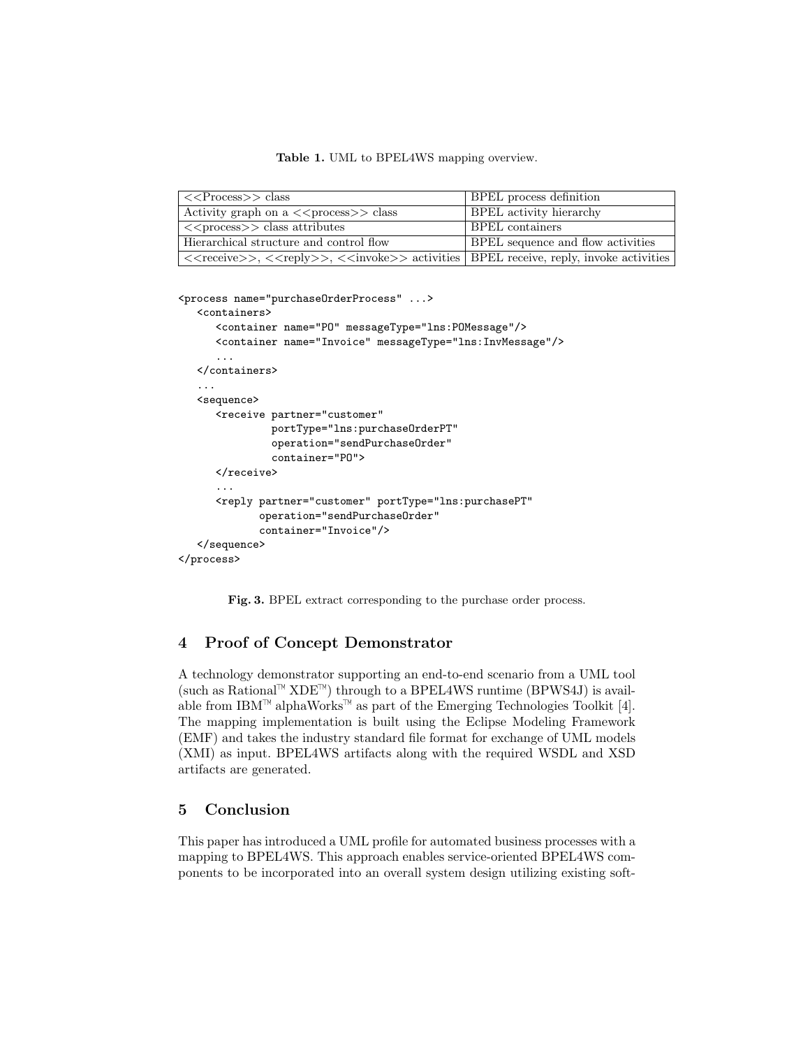**Table 1.** UML to BPEL4WS mapping overview.

| | |
|---|---|
| <<Process>> class | BPEL process definition |
| Activity graph on a <<process>> class | BPEL activity hierarchy |
| <<process>> class attributes | BPEL containers |
| Hierarchical structure and control flow | BPEL sequence and flow activities |
| <<receive>>, <<reply>>, <<invoke>> activities | BPEL receive, reply, invoke activities |

```
<process name="purchaseOrderProcess" ...>
   <containers>
      <container name="PO" messageType="lns:POMessage"/>
      <container name="Invoice" messageType="lns:InvMessage"/>
      ...
   </containers>
   ...
   <sequence>
      <receive partner="customer"
               portType="lns:purchaseOrderPT"
               operation="sendPurchaseOrder"
               container="PO">
      </receive>
      ...
      <reply partner="customer" portType="lns:purchasePT"
             operation="sendPurchaseOrder"
             container="Invoice"/>
   </sequence>
</process>
```

**Fig. 3.** BPEL extract corresponding to the purchase order process.

## 4 Proof of Concept Demonstrator

A technology demonstrator supporting an end-to-end scenario from a UML tool (such as Rational™ XDE™) through to a BPEL4WS runtime (BPWS4J) is available from IBM™ alphaWorks™ as part of the Emerging Technologies Toolkit [4]. The mapping implementation is built using the Eclipse Modeling Framework (EMF) and takes the industry standard file format for exchange of UML models (XMI) as input. BPEL4WS artifacts along with the required WSDL and XSD artifacts are generated.

## 5 Conclusion

This paper has introduced a UML profile for automated business processes with a mapping to BPEL4WS. This approach enables service-oriented BPEL4WS components to be incorporated into an overall system design utilizing existing soft-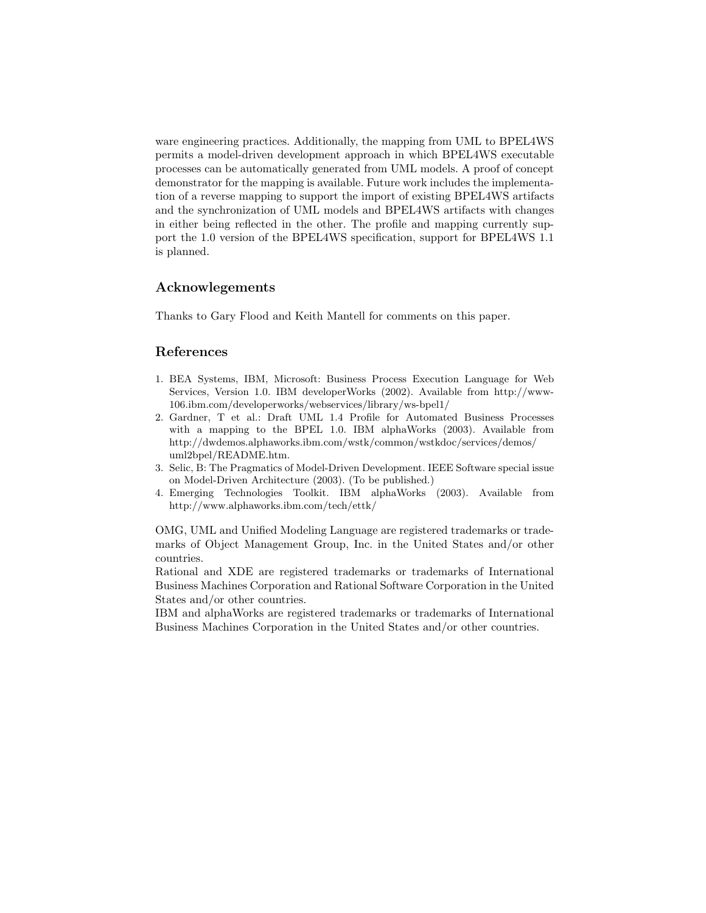ware engineering practices. Additionally, the mapping from UML to BPEL4WS permits a model-driven development approach in which BPEL4WS executable processes can be automatically generated from UML models. A proof of concept demonstrator for the mapping is available. Future work includes the implementation of a reverse mapping to support the import of existing BPEL4WS artifacts and the synchronization of UML models and BPEL4WS artifacts with changes in either being reflected in the other. The profile and mapping currently support the 1.0 version of the BPEL4WS specification, support for BPEL4WS 1.1 is planned.

## Acknowlegements

Thanks to Gary Flood and Keith Mantell for comments on this paper.

## References

1. BEA Systems, IBM, Microsoft: Business Process Execution Language for Web Services, Version 1.0. IBM developerWorks (2002). Available from http://www-106.ibm.com/developerworks/webservices/library/ws-bpel1/
2. Gardner, T et al.: Draft UML 1.4 Profile for Automated Business Processes with a mapping to the BPEL 1.0. IBM alphaWorks (2003). Available from http://dwdemos.alphaworks.ibm.com/wstk/common/wstkdoc/services/demos/uml2bpel/README.htm.
3. Selic, B: The Pragmatics of Model-Driven Development. IEEE Software special issue on Model-Driven Architecture (2003). (To be published.)
4. Emerging Technologies Toolkit. IBM alphaWorks (2003). Available from http://www.alphaworks.ibm.com/tech/ettk/

OMG, UML and Unified Modeling Language are registered trademarks or trademarks of Object Management Group, Inc. in the United States and/or other countries.
Rational and XDE are registered trademarks or trademarks of International Business Machines Corporation and Rational Software Corporation in the United States and/or other countries.
IBM and alphaWorks are registered trademarks or trademarks of International Business Machines Corporation in the United States and/or other countries.